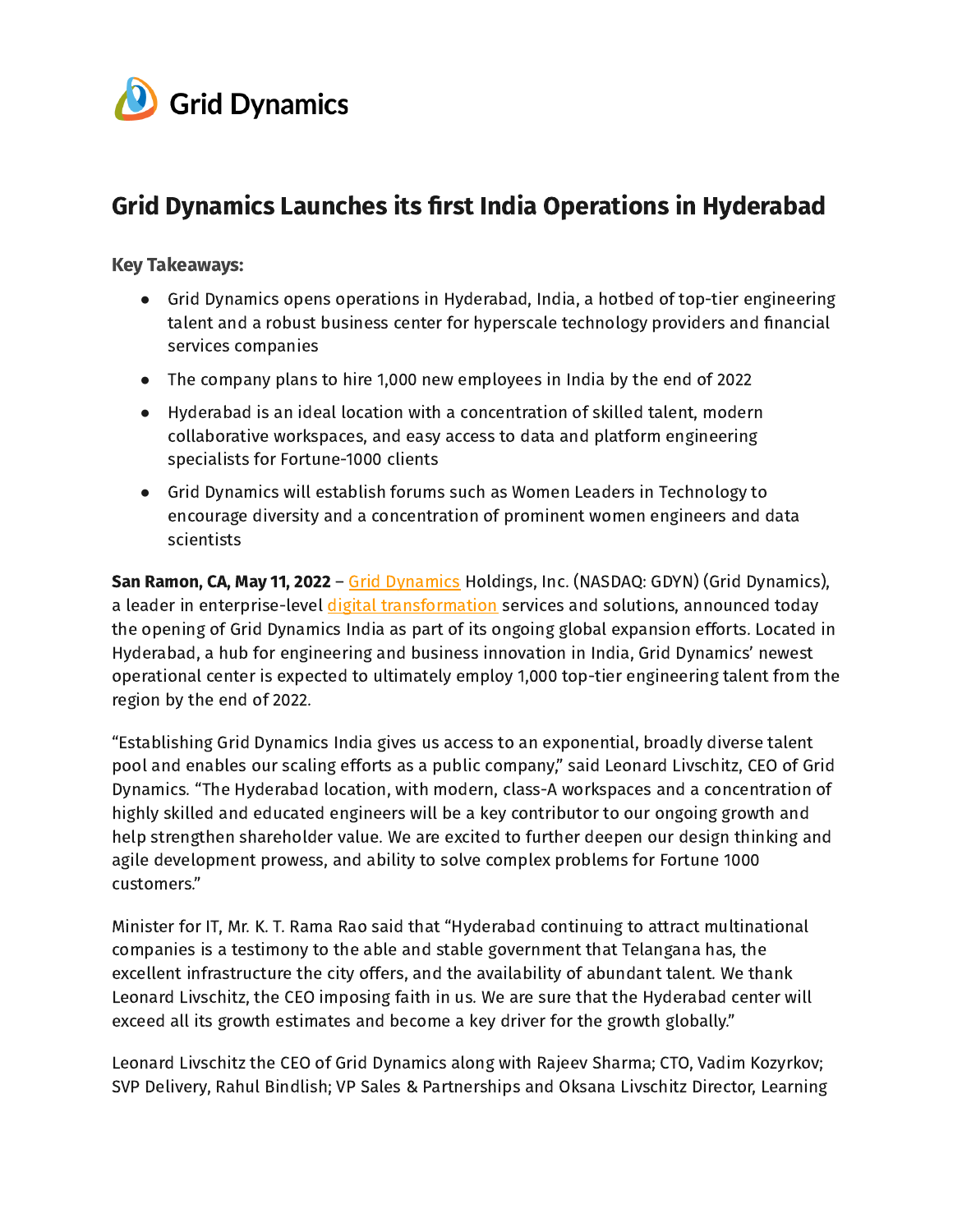Grid Dynamics

# Grid Dynamics Launches its first India Operations in Hyderabad

**Key Takeaways:**

- Grid Dynamics opens operations in Hyderabad, India, a hotbed of top-tier engineering talent and a robust business center for hyperscale technology providers and financial services companies
- The company plans to hire 1,000 new employees in India by the end of 2022
- Hyderabad is an ideal location with a concentration of skilled talent, modern collaborative workspaces, and easy access to data and platform engineering specialists for Fortune-1000 clients
- Grid Dynamics will establish forums such as Women Leaders in Technology to encourage diversity and a concentration of prominent women engineers and data scientists

**San Ramon, CA, May 11, 2022** – Grid Dynamics Holdings, Inc. (NASDAQ: GDYN) (Grid Dynamics), a leader in enterprise-level digital transformation services and solutions, announced today the opening of Grid Dynamics India as part of its ongoing global expansion efforts. Located in Hyderabad, a hub for engineering and business innovation in India, Grid Dynamics' newest operational center is expected to ultimately employ 1,000 top-tier engineering talent from the region by the end of 2022.

"Establishing Grid Dynamics India gives us access to an exponential, broadly diverse talent pool and enables our scaling efforts as a public company," said Leonard Livschitz, CEO of Grid Dynamics. "The Hyderabad location, with modern, class-A workspaces and a concentration of highly skilled and educated engineers will be a key contributor to our ongoing growth and help strengthen shareholder value. We are excited to further deepen our design thinking and agile development prowess, and ability to solve complex problems for Fortune 1000 customers."

Minister for IT, Mr. K. T. Rama Rao said that "Hyderabad continuing to attract multinational companies is a testimony to the able and stable government that Telangana has, the excellent infrastructure the city offers, and the availability of abundant talent. We thank Leonard Livschitz, the CEO imposing faith in us. We are sure that the Hyderabad center will exceed all its growth estimates and become a key driver for the growth globally."

Leonard Livschitz the CEO of Grid Dynamics along with Rajeev Sharma; CTO, Vadim Kozyrkov; SVP Delivery, Rahul Bindlish; VP Sales & Partnerships and Oksana Livschitz Director, Learning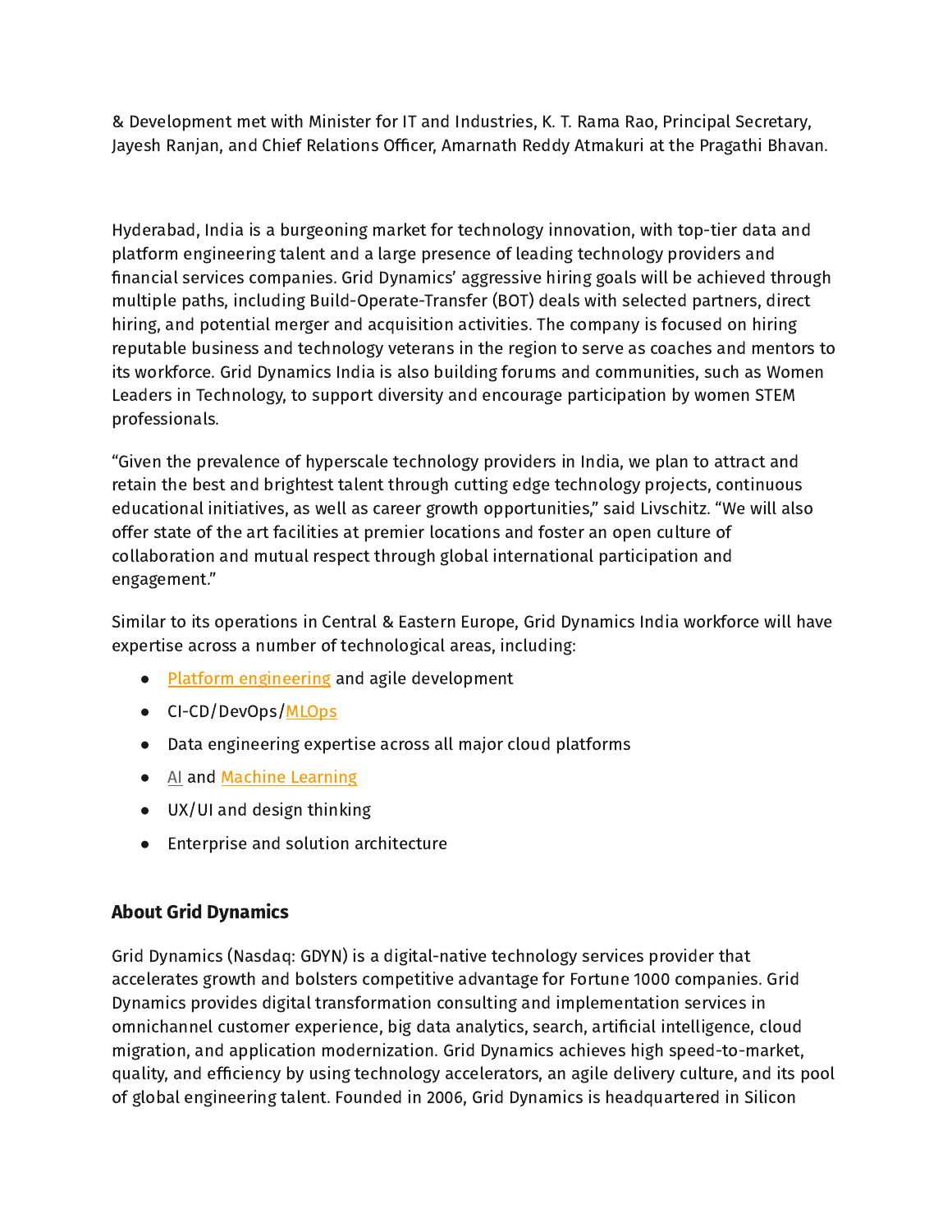& Development met with Minister for IT and Industries, K. T. Rama Rao, Principal Secretary, Jayesh Ranjan, and Chief Relations Officer, Amarnath Reddy Atmakuri at the Pragathi Bhavan.

Hyderabad, India is a burgeoning market for technology innovation, with top-tier data and platform engineering talent and a large presence of leading technology providers and financial services companies. Grid Dynamics' aggressive hiring goals will be achieved through multiple paths, including Build-Operate-Transfer (BOT) deals with selected partners, direct hiring, and potential merger and acquisition activities. The company is focused on hiring reputable business and technology veterans in the region to serve as coaches and mentors to its workforce. Grid Dynamics India is also building forums and communities, such as Women Leaders in Technology, to support diversity and encourage participation by women STEM professionals.

"Given the prevalence of hyperscale technology providers in India, we plan to attract and retain the best and brightest talent through cutting edge technology projects, continuous educational initiatives, as well as career growth opportunities," said Livschitz. "We will also offer state of the art facilities at premier locations and foster an open culture of collaboration and mutual respect through global international participation and engagement."

Similar to its operations in Central & Eastern Europe, Grid Dynamics India workforce will have expertise across a number of technological areas, including:

- Platform engineering and agile development
- CI-CD/DevOps/MLOps
- Data engineering expertise across all major cloud platforms
- AI and Machine Learning
- UX/UI and design thinking
- Enterprise and solution architecture

### About Grid Dynamics

Grid Dynamics (Nasdaq: GDYN) is a digital-native technology services provider that accelerates growth and bolsters competitive advantage for Fortune 1000 companies. Grid Dynamics provides digital transformation consulting and implementation services in omnichannel customer experience, big data analytics, search, artificial intelligence, cloud migration, and application modernization. Grid Dynamics achieves high speed-to-market, quality, and efficiency by using technology accelerators, an agile delivery culture, and its pool of global engineering talent. Founded in 2006, Grid Dynamics is headquartered in Silicon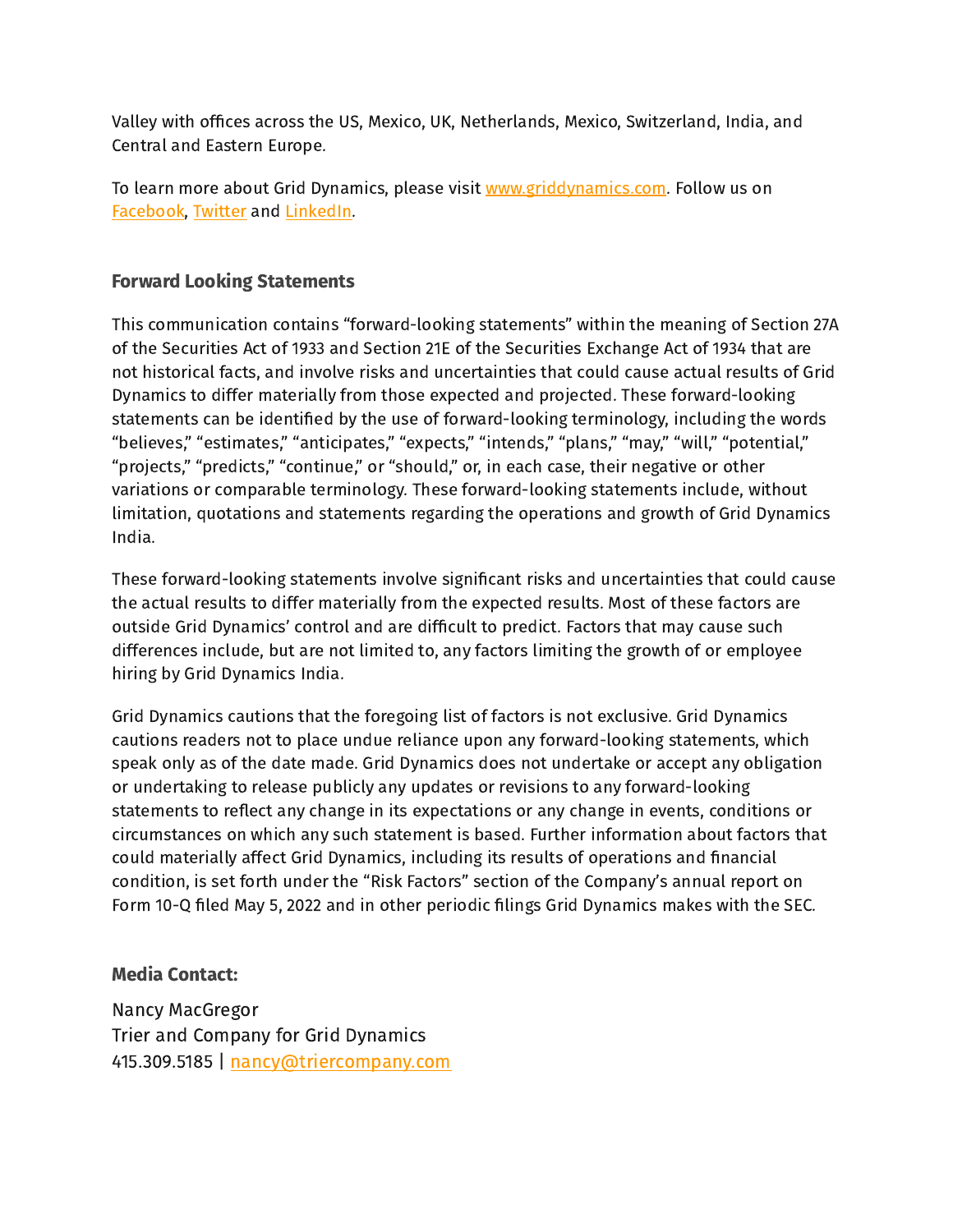Valley with offices across the US, Mexico, UK, Netherlands, Mexico, Switzerland, India, and Central and Eastern Europe.

To learn more about Grid Dynamics, please visit [www.griddynamics.com](www.griddynamics.com). Follow us on [Facebook](), [Twitter]() and [LinkedIn]().

### Forward Looking Statements

This communication contains "forward-looking statements" within the meaning of Section 27A of the Securities Act of 1933 and Section 21E of the Securities Exchange Act of 1934 that are not historical facts, and involve risks and uncertainties that could cause actual results of Grid Dynamics to differ materially from those expected and projected. These forward-looking statements can be identified by the use of forward-looking terminology, including the words "believes," "estimates," "anticipates," "expects," "intends," "plans," "may," "will," "potential," "projects," "predicts," "continue," or "should," or, in each case, their negative or other variations or comparable terminology. These forward-looking statements include, without limitation, quotations and statements regarding the operations and growth of Grid Dynamics India.

These forward-looking statements involve significant risks and uncertainties that could cause the actual results to differ materially from the expected results. Most of these factors are outside Grid Dynamics' control and are difficult to predict. Factors that may cause such differences include, but are not limited to, any factors limiting the growth of or employee hiring by Grid Dynamics India.

Grid Dynamics cautions that the foregoing list of factors is not exclusive. Grid Dynamics cautions readers not to place undue reliance upon any forward-looking statements, which speak only as of the date made. Grid Dynamics does not undertake or accept any obligation or undertaking to release publicly any updates or revisions to any forward-looking statements to reflect any change in its expectations or any change in events, conditions or circumstances on which any such statement is based. Further information about factors that could materially affect Grid Dynamics, including its results of operations and financial condition, is set forth under the "Risk Factors" section of the Company's annual report on Form 10-Q filed May 5, 2022 and in other periodic filings Grid Dynamics makes with the SEC.

### Media Contact:

Nancy MacGregor
Trier and Company for Grid Dynamics
415.309.5185 | [nancy@triercompany.com](mailto:nancy@triercompany.com)